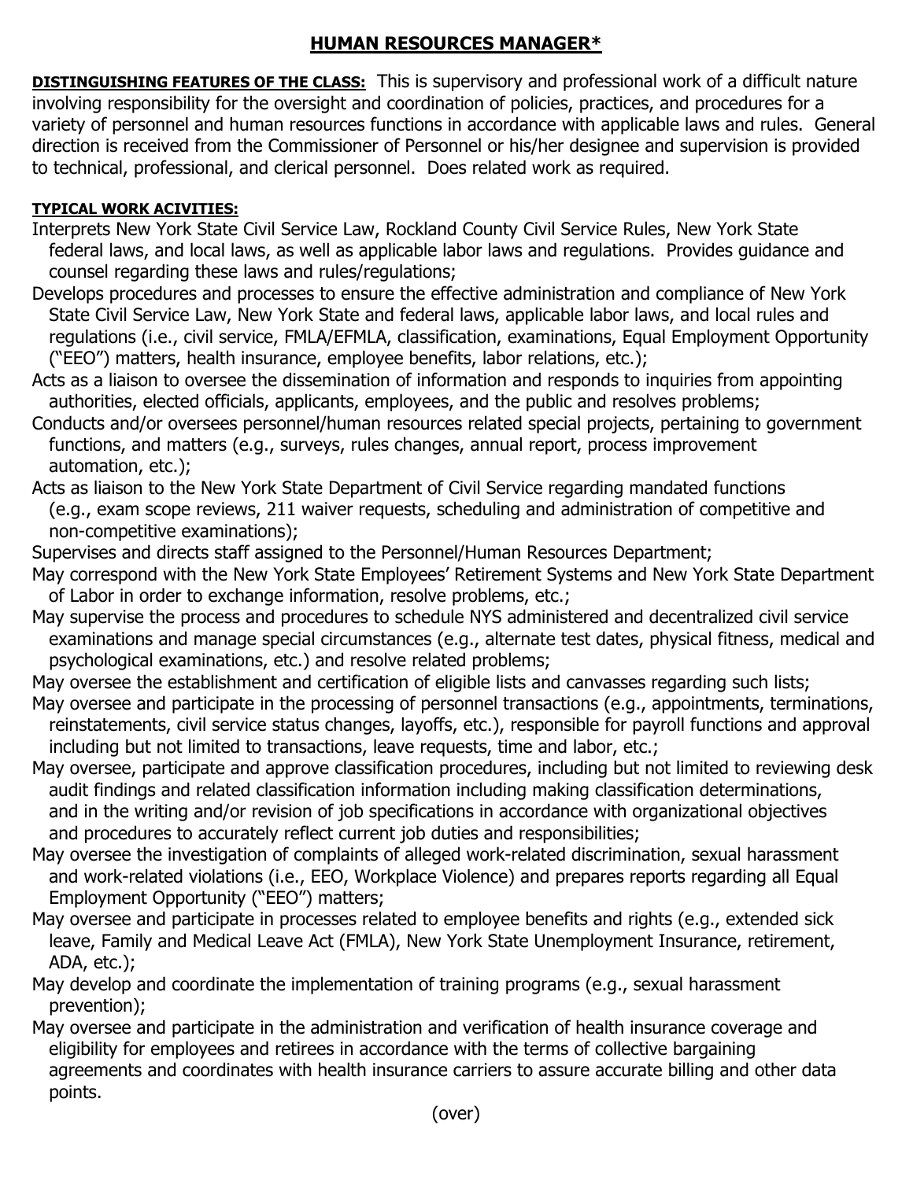# HUMAN RESOURCES MANAGER*

**DISTINGUISHING FEATURES OF THE CLASS:** This is supervisory and professional work of a difficult nature involving responsibility for the oversight and coordination of policies, practices, and procedures for a variety of personnel and human resources functions in accordance with applicable laws and rules. General direction is received from the Commissioner of Personnel or his/her designee and supervision is provided to technical, professional, and clerical personnel. Does related work as required.

**TYPICAL WORK ACIVITIES:**

Interprets New York State Civil Service Law, Rockland County Civil Service Rules, New York State federal laws, and local laws, as well as applicable labor laws and regulations. Provides guidance and counsel regarding these laws and rules/regulations;

Develops procedures and processes to ensure the effective administration and compliance of New York State Civil Service Law, New York State and federal laws, applicable labor laws, and local rules and regulations (i.e., civil service, FMLA/EFMLA, classification, examinations, Equal Employment Opportunity ("EEO") matters, health insurance, employee benefits, labor relations, etc.);

Acts as a liaison to oversee the dissemination of information and responds to inquiries from appointing authorities, elected officials, applicants, employees, and the public and resolves problems;

Conducts and/or oversees personnel/human resources related special projects, pertaining to government functions, and matters (e.g., surveys, rules changes, annual report, process improvement automation, etc.);

Acts as liaison to the New York State Department of Civil Service regarding mandated functions (e.g., exam scope reviews, 211 waiver requests, scheduling and administration of competitive and non-competitive examinations);

Supervises and directs staff assigned to the Personnel/Human Resources Department;

May correspond with the New York State Employees' Retirement Systems and New York State Department of Labor in order to exchange information, resolve problems, etc.;

May supervise the process and procedures to schedule NYS administered and decentralized civil service examinations and manage special circumstances (e.g., alternate test dates, physical fitness, medical and psychological examinations, etc.) and resolve related problems;

May oversee the establishment and certification of eligible lists and canvasses regarding such lists;

May oversee and participate in the processing of personnel transactions (e.g., appointments, terminations, reinstatements, civil service status changes, layoffs, etc.), responsible for payroll functions and approval including but not limited to transactions, leave requests, time and labor, etc.;

May oversee, participate and approve classification procedures, including but not limited to reviewing desk audit findings and related classification information including making classification determinations, and in the writing and/or revision of job specifications in accordance with organizational objectives and procedures to accurately reflect current job duties and responsibilities;

May oversee the investigation of complaints of alleged work-related discrimination, sexual harassment and work-related violations (i.e., EEO, Workplace Violence) and prepares reports regarding all Equal Employment Opportunity ("EEO") matters;

May oversee and participate in processes related to employee benefits and rights (e.g., extended sick leave, Family and Medical Leave Act (FMLA), New York State Unemployment Insurance, retirement, ADA, etc.);

May develop and coordinate the implementation of training programs (e.g., sexual harassment prevention);

May oversee and participate in the administration and verification of health insurance coverage and eligibility for employees and retirees in accordance with the terms of collective bargaining agreements and coordinates with health insurance carriers to assure accurate billing and other data points.

(over)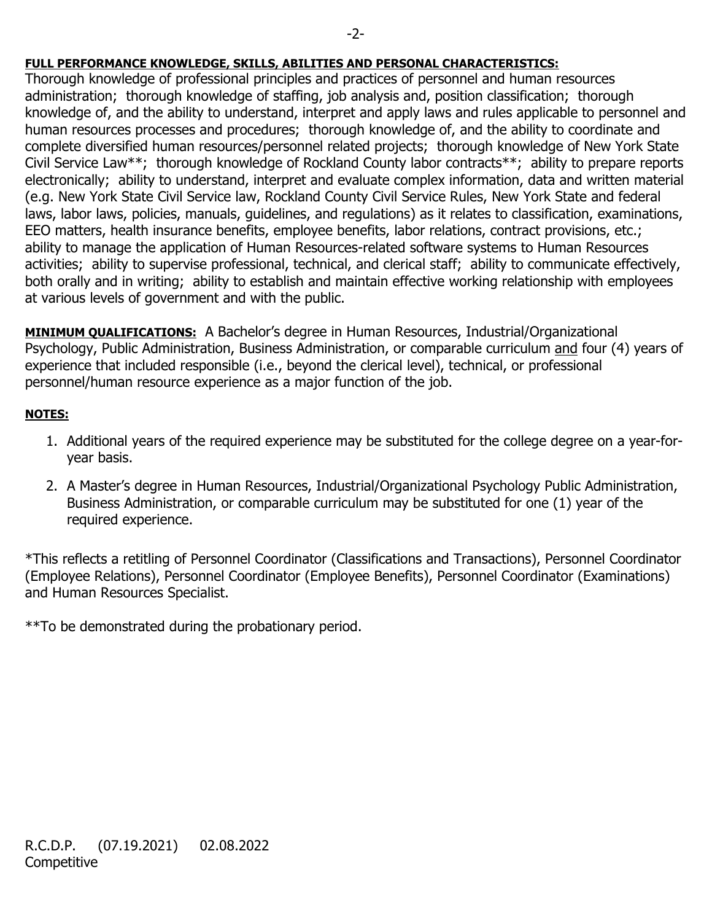**FULL PERFORMANCE KNOWLEDGE, SKILLS, ABILITIES AND PERSONAL CHARACTERISTICS:**
Thorough knowledge of professional principles and practices of personnel and human resources administration; thorough knowledge of staffing, job analysis and, position classification; thorough knowledge of, and the ability to understand, interpret and apply laws and rules applicable to personnel and human resources processes and procedures; thorough knowledge of, and the ability to coordinate and complete diversified human resources/personnel related projects; thorough knowledge of New York State Civil Service Law**; thorough knowledge of Rockland County labor contracts**; ability to prepare reports electronically; ability to understand, interpret and evaluate complex information, data and written material (e.g. New York State Civil Service law, Rockland County Civil Service Rules, New York State and federal laws, labor laws, policies, manuals, guidelines, and regulations) as it relates to classification, examinations, EEO matters, health insurance benefits, employee benefits, labor relations, contract provisions, etc.; ability to manage the application of Human Resources-related software systems to Human Resources activities; ability to supervise professional, technical, and clerical staff; ability to communicate effectively, both orally and in writing; ability to establish and maintain effective working relationship with employees at various levels of government and with the public.

**MINIMUM QUALIFICATIONS:** A Bachelor's degree in Human Resources, Industrial/Organizational Psychology, Public Administration, Business Administration, or comparable curriculum and four (4) years of experience that included responsible (i.e., beyond the clerical level), technical, or professional personnel/human resource experience as a major function of the job.

**NOTES:**

1. Additional years of the required experience may be substituted for the college degree on a year-for-year basis.
2. A Master's degree in Human Resources, Industrial/Organizational Psychology Public Administration, Business Administration, or comparable curriculum may be substituted for one (1) year of the required experience.

*This reflects a retitling of Personnel Coordinator (Classifications and Transactions), Personnel Coordinator (Employee Relations), Personnel Coordinator (Employee Benefits), Personnel Coordinator (Examinations) and Human Resources Specialist.

**To be demonstrated during the probationary period.

R.C.D.P. (07.19.2021) 02.08.2022
Competitive